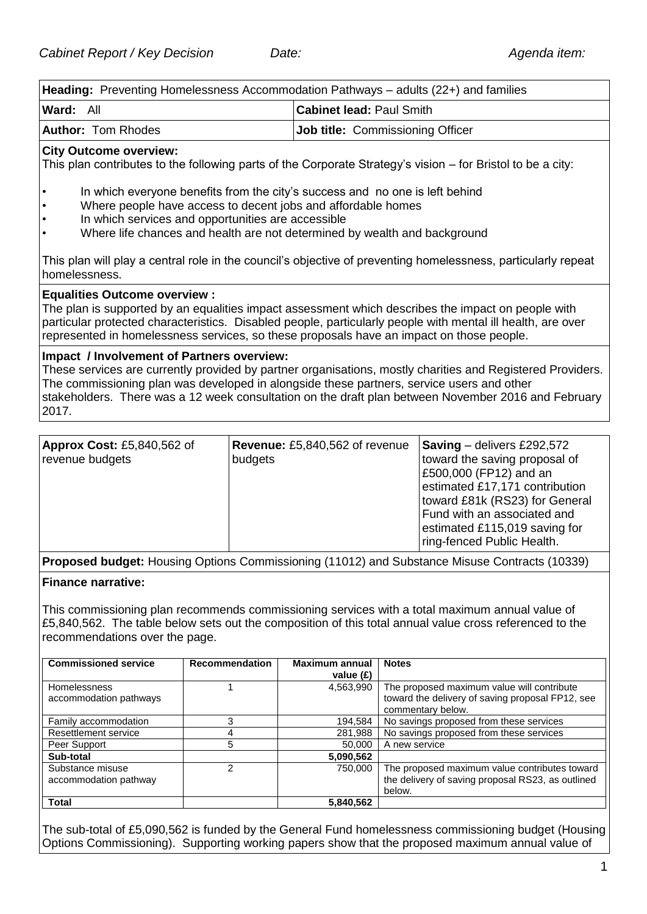*Cabinet Report / Key Decision* *Date:* *Agenda item:*

| **Heading:** Preventing Homelessness Accommodation Pathways – adults (22+) and families | |
|---|---|
| **Ward:** All | **Cabinet lead:** Paul Smith |
| **Author:** Tom Rhodes | **Job title:** Commissioning Officer |

**City Outcome overview:**
This plan contributes to the following parts of the Corporate Strategy's vision – for Bristol to be a city:

- In which everyone benefits from the city's success and no one is left behind
- Where people have access to decent jobs and affordable homes
- In which services and opportunities are accessible
- Where life chances and health are not determined by wealth and background

This plan will play a central role in the council's objective of preventing homelessness, particularly repeat homelessness.

**Equalities Outcome overview :**
The plan is supported by an equalities impact assessment which describes the impact on people with particular protected characteristics. Disabled people, particularly people with mental ill health, are over represented in homelessness services, so these proposals have an impact on those people.

**Impact / Involvement of Partners overview:**
These services are currently provided by partner organisations, mostly charities and Registered Providers. The commissioning plan was developed in alongside these partners, service users and other stakeholders. There was a 12 week consultation on the draft plan between November 2016 and February 2017.

| **Approx Cost:** £5,840,562 of revenue budgets | **Revenue:** £5,840,562 of revenue budgets | **Saving** – delivers £292,572 toward the saving proposal of £500,000 (FP12) and an estimated £17,171 contribution toward £81k (RS23) for General Fund with an associated and estimated £115,019 saving for ring-fenced Public Health. |
|---|---|---|

**Proposed budget:** Housing Options Commissioning (11012) and Substance Misuse Contracts (10339)

**Finance narrative:**

This commissioning plan recommends commissioning services with a total maximum annual value of £5,840,562. The table below sets out the composition of this total annual value cross referenced to the recommendations over the page.

| Commissioned service | Recommendation | Maximum annual value (£) | Notes |
|---|---|---|---|
| Homelessness accommodation pathways | 1 | 4,563,990 | The proposed maximum value will contribute toward the delivery of saving proposal FP12, see commentary below. |
| Family accommodation | 3 | 194,584 | No savings proposed from these services |
| Resettlement service | 4 | 281,988 | No savings proposed from these services |
| Peer Support | 5 | 50,000 | A new service |
| **Sub-total** | | **5,090,562** | |
| Substance misuse accommodation pathway | 2 | 750,000 | The proposed maximum value contributes toward the delivery of saving proposal RS23, as outlined below. |
| **Total** | | **5,840,562** | |

The sub-total of £5,090,562 is funded by the General Fund homelessness commissioning budget (Housing Options Commissioning). Supporting working papers show that the proposed maximum annual value of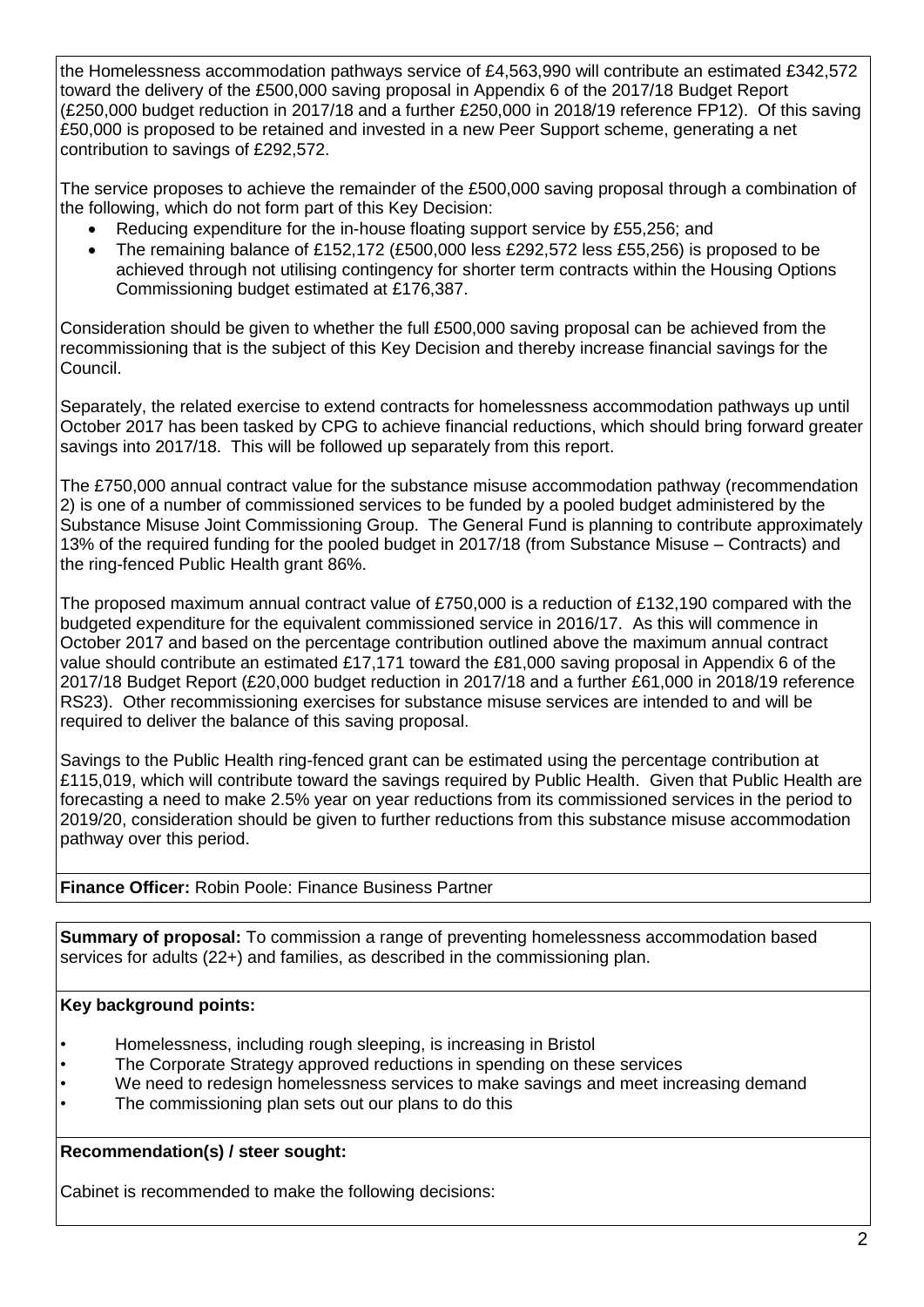the Homelessness accommodation pathways service of £4,563,990 will contribute an estimated £342,572 toward the delivery of the £500,000 saving proposal in Appendix 6 of the 2017/18 Budget Report (£250,000 budget reduction in 2017/18 and a further £250,000 in 2018/19 reference FP12). Of this saving £50,000 is proposed to be retained and invested in a new Peer Support scheme, generating a net contribution to savings of £292,572.

The service proposes to achieve the remainder of the £500,000 saving proposal through a combination of the following, which do not form part of this Key Decision:

- Reducing expenditure for the in-house floating support service by £55,256; and
- The remaining balance of £152,172 (£500,000 less £292,572 less £55,256) is proposed to be achieved through not utilising contingency for shorter term contracts within the Housing Options Commissioning budget estimated at £176,387.

Consideration should be given to whether the full £500,000 saving proposal can be achieved from the recommissioning that is the subject of this Key Decision and thereby increase financial savings for the Council.

Separately, the related exercise to extend contracts for homelessness accommodation pathways up until October 2017 has been tasked by CPG to achieve financial reductions, which should bring forward greater savings into 2017/18. This will be followed up separately from this report.

The £750,000 annual contract value for the substance misuse accommodation pathway (recommendation 2) is one of a number of commissioned services to be funded by a pooled budget administered by the Substance Misuse Joint Commissioning Group. The General Fund is planning to contribute approximately 13% of the required funding for the pooled budget in 2017/18 (from Substance Misuse – Contracts) and the ring-fenced Public Health grant 86%.

The proposed maximum annual contract value of £750,000 is a reduction of £132,190 compared with the budgeted expenditure for the equivalent commissioned service in 2016/17. As this will commence in October 2017 and based on the percentage contribution outlined above the maximum annual contract value should contribute an estimated £17,171 toward the £81,000 saving proposal in Appendix 6 of the 2017/18 Budget Report (£20,000 budget reduction in 2017/18 and a further £61,000 in 2018/19 reference RS23). Other recommissioning exercises for substance misuse services are intended to and will be required to deliver the balance of this saving proposal.

Savings to the Public Health ring-fenced grant can be estimated using the percentage contribution at £115,019, which will contribute toward the savings required by Public Health. Given that Public Health are forecasting a need to make 2.5% year on year reductions from its commissioned services in the period to 2019/20, consideration should be given to further reductions from this substance misuse accommodation pathway over this period.

**Finance Officer:** Robin Poole: Finance Business Partner

**Summary of proposal:** To commission a range of preventing homelessness accommodation based services for adults (22+) and families, as described in the commissioning plan.

**Key background points:**

- Homelessness, including rough sleeping, is increasing in Bristol
- The Corporate Strategy approved reductions in spending on these services
- We need to redesign homelessness services to make savings and meet increasing demand
- The commissioning plan sets out our plans to do this

**Recommendation(s) / steer sought:**

Cabinet is recommended to make the following decisions: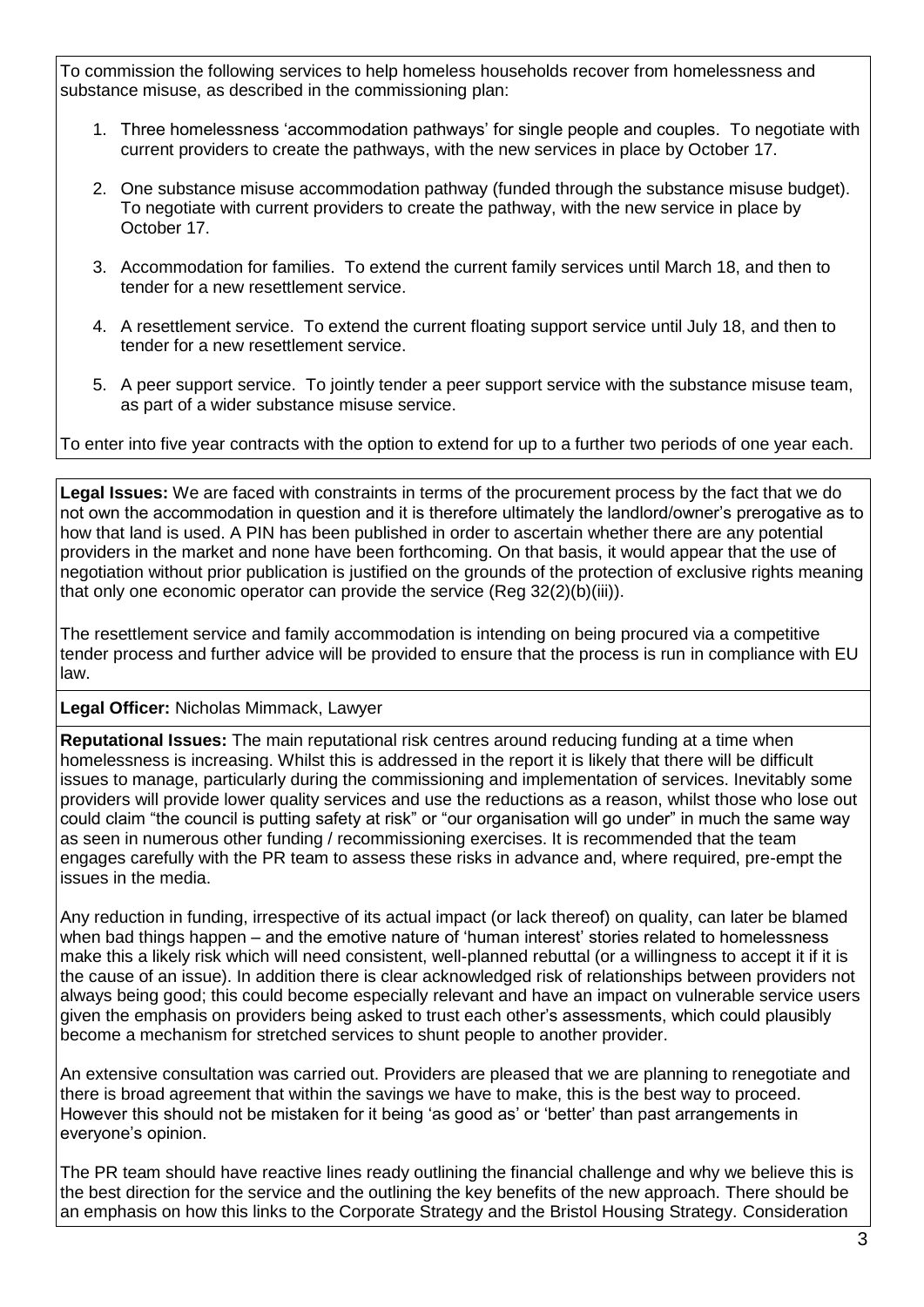To commission the following services to help homeless households recover from homelessness and substance misuse, as described in the commissioning plan:

1. Three homelessness 'accommodation pathways' for single people and couples. To negotiate with current providers to create the pathways, with the new services in place by October 17.

2. One substance misuse accommodation pathway (funded through the substance misuse budget). To negotiate with current providers to create the pathway, with the new service in place by October 17.

3. Accommodation for families. To extend the current family services until March 18, and then to tender for a new resettlement service.

4. A resettlement service. To extend the current floating support service until July 18, and then to tender for a new resettlement service.

5. A peer support service. To jointly tender a peer support service with the substance misuse team, as part of a wider substance misuse service.

To enter into five year contracts with the option to extend for up to a further two periods of one year each.

**Legal Issues:** We are faced with constraints in terms of the procurement process by the fact that we do not own the accommodation in question and it is therefore ultimately the landlord/owner's prerogative as to how that land is used. A PIN has been published in order to ascertain whether there are any potential providers in the market and none have been forthcoming. On that basis, it would appear that the use of negotiation without prior publication is justified on the grounds of the protection of exclusive rights meaning that only one economic operator can provide the service (Reg 32(2)(b)(iii)).

The resettlement service and family accommodation is intending on being procured via a competitive tender process and further advice will be provided to ensure that the process is run in compliance with EU law.

**Legal Officer:** Nicholas Mimmack, Lawyer

**Reputational Issues:** The main reputational risk centres around reducing funding at a time when homelessness is increasing. Whilst this is addressed in the report it is likely that there will be difficult issues to manage, particularly during the commissioning and implementation of services. Inevitably some providers will provide lower quality services and use the reductions as a reason, whilst those who lose out could claim "the council is putting safety at risk" or "our organisation will go under" in much the same way as seen in numerous other funding / recommissioning exercises. It is recommended that the team engages carefully with the PR team to assess these risks in advance and, where required, pre-empt the issues in the media.

Any reduction in funding, irrespective of its actual impact (or lack thereof) on quality, can later be blamed when bad things happen – and the emotive nature of 'human interest' stories related to homelessness make this a likely risk which will need consistent, well-planned rebuttal (or a willingness to accept it if it is the cause of an issue). In addition there is clear acknowledged risk of relationships between providers not always being good; this could become especially relevant and have an impact on vulnerable service users given the emphasis on providers being asked to trust each other's assessments, which could plausibly become a mechanism for stretched services to shunt people to another provider.

An extensive consultation was carried out. Providers are pleased that we are planning to renegotiate and there is broad agreement that within the savings we have to make, this is the best way to proceed. However this should not be mistaken for it being 'as good as' or 'better' than past arrangements in everyone's opinion.

The PR team should have reactive lines ready outlining the financial challenge and why we believe this is the best direction for the service and the outlining the key benefits of the new approach. There should be an emphasis on how this links to the Corporate Strategy and the Bristol Housing Strategy. Consideration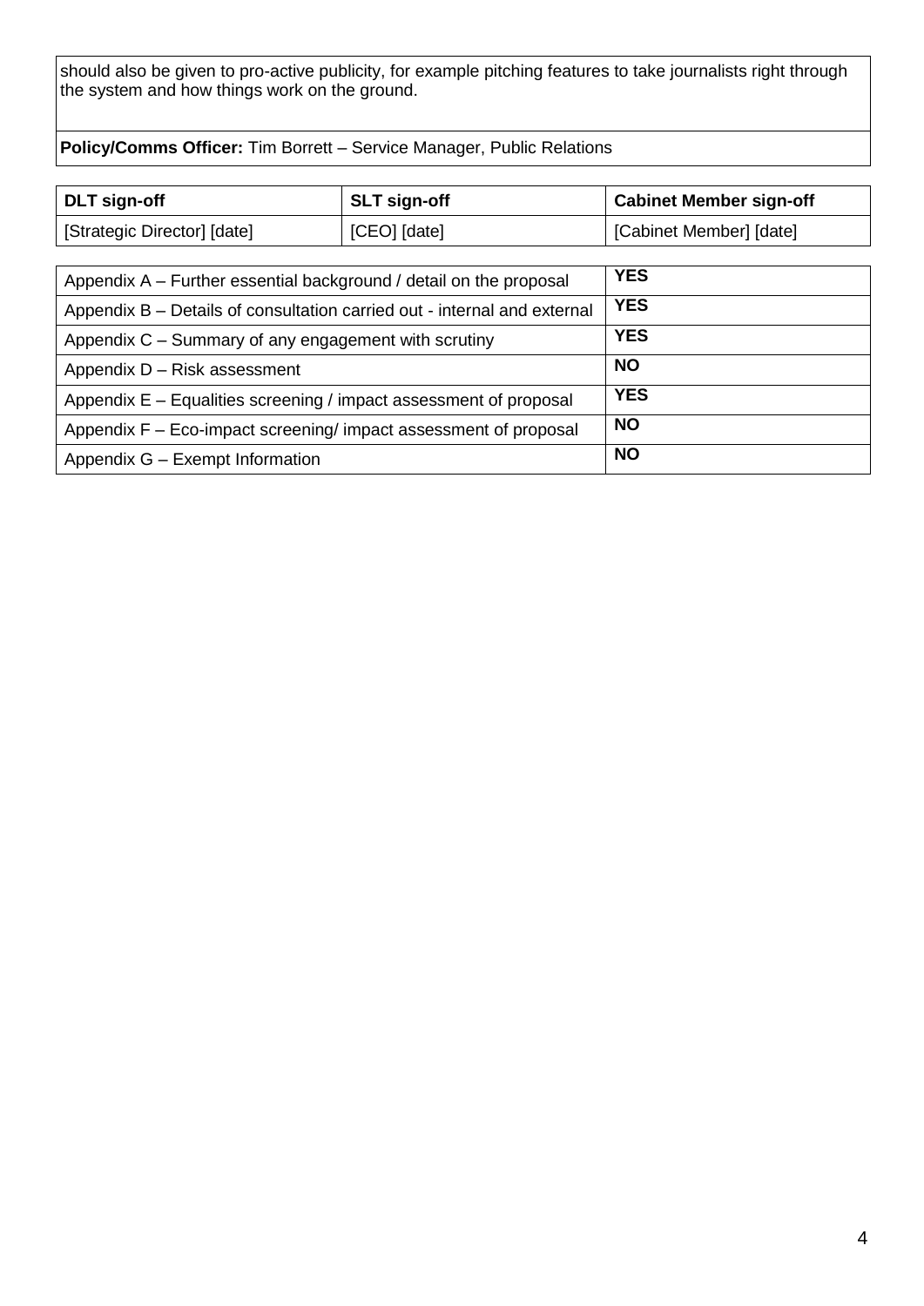should also be given to pro-active publicity, for example pitching features to take journalists right through the system and how things work on the ground.

**Policy/Comms Officer:** Tim Borrett – Service Manager, Public Relations

| DLT sign-off | SLT sign-off | Cabinet Member sign-off |
|---|---|---|
| [Strategic Director] [date] | [CEO] [date] | [Cabinet Member] [date] |

| | |
|---|---|
| Appendix A – Further essential background / detail on the proposal | **YES** |
| Appendix B – Details of consultation carried out - internal and external | **YES** |
| Appendix C – Summary of any engagement with scrutiny | **YES** |
| Appendix D – Risk assessment | **NO** |
| Appendix E – Equalities screening / impact assessment of proposal | **YES** |
| Appendix F – Eco-impact screening/ impact assessment of proposal | **NO** |
| Appendix G – Exempt Information | **NO** |